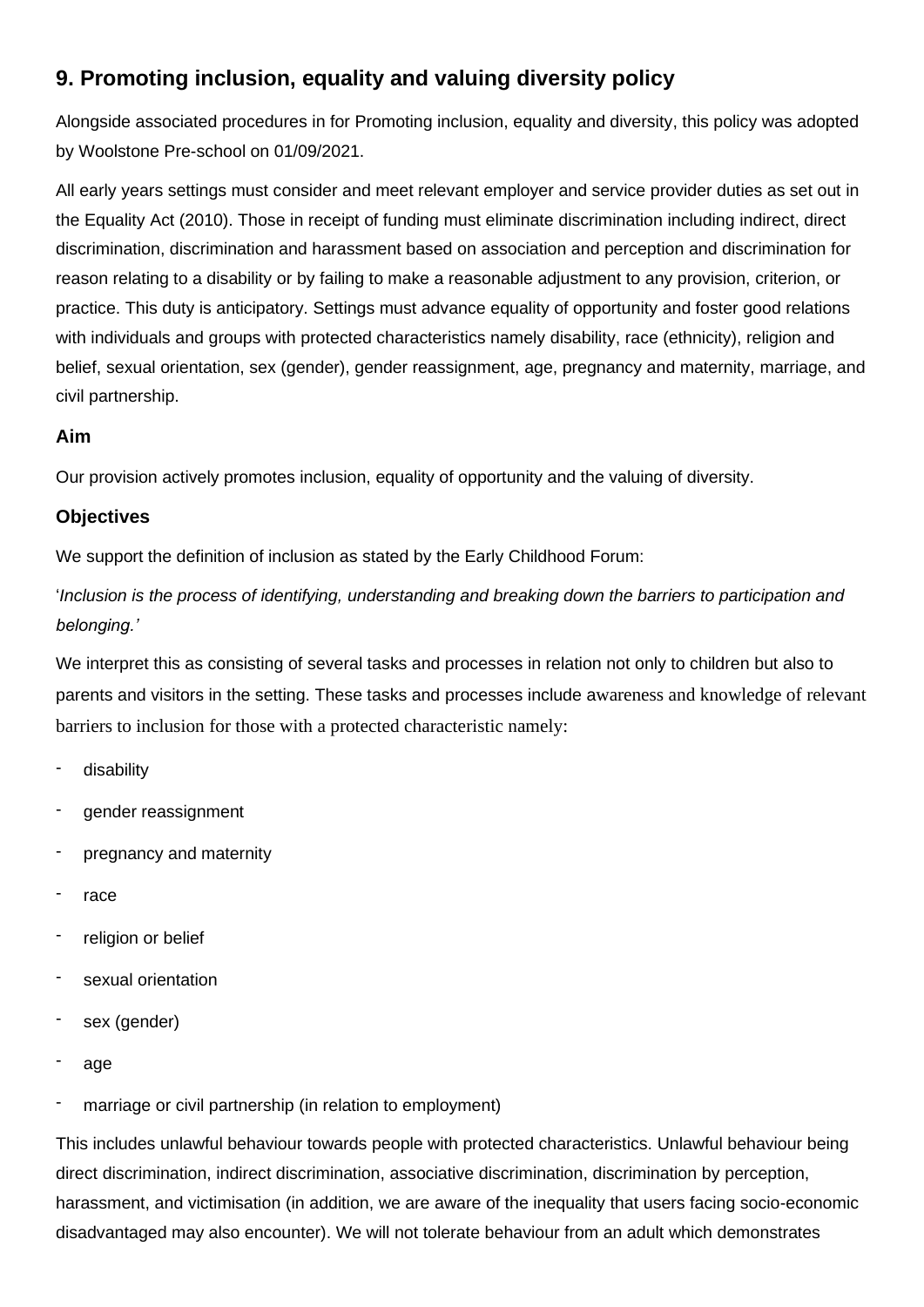## 9. Promoting inclusion, equality and valuing diversity policy

Alongside associated procedures in for Promoting inclusion, equality and diversity, this policy was adopted by Woolstone Pre-school on 01/09/2021.

All early years settings must consider and meet relevant employer and service provider duties as set out in the Equality Act (2010). Those in receipt of funding must eliminate discrimination including indirect, direct discrimination, discrimination and harassment based on association and perception and discrimination for reason relating to a disability or by failing to make a reasonable adjustment to any provision, criterion, or practice. This duty is anticipatory. Settings must advance equality of opportunity and foster good relations with individuals and groups with protected characteristics namely disability, race (ethnicity), religion and belief, sexual orientation, sex (gender), gender reassignment, age, pregnancy and maternity, marriage, and civil partnership.

### Aim

Our provision actively promotes inclusion, equality of opportunity and the valuing of diversity.

### Objectives

We support the definition of inclusion as stated by the Early Childhood Forum:

'*Inclusion is the process of identifying, understanding and breaking down the barriers to participation and belonging.'*

We interpret this as consisting of several tasks and processes in relation not only to children but also to parents and visitors in the setting. These tasks and processes include awareness and knowledge of relevant barriers to inclusion for those with a protected characteristic namely:

- disability
- gender reassignment
- pregnancy and maternity
- race
- religion or belief
- sexual orientation
- sex (gender)
- age
- marriage or civil partnership (in relation to employment)

This includes unlawful behaviour towards people with protected characteristics. Unlawful behaviour being direct discrimination, indirect discrimination, associative discrimination, discrimination by perception, harassment, and victimisation (in addition, we are aware of the inequality that users facing socio-economic disadvantaged may also encounter). We will not tolerate behaviour from an adult which demonstrates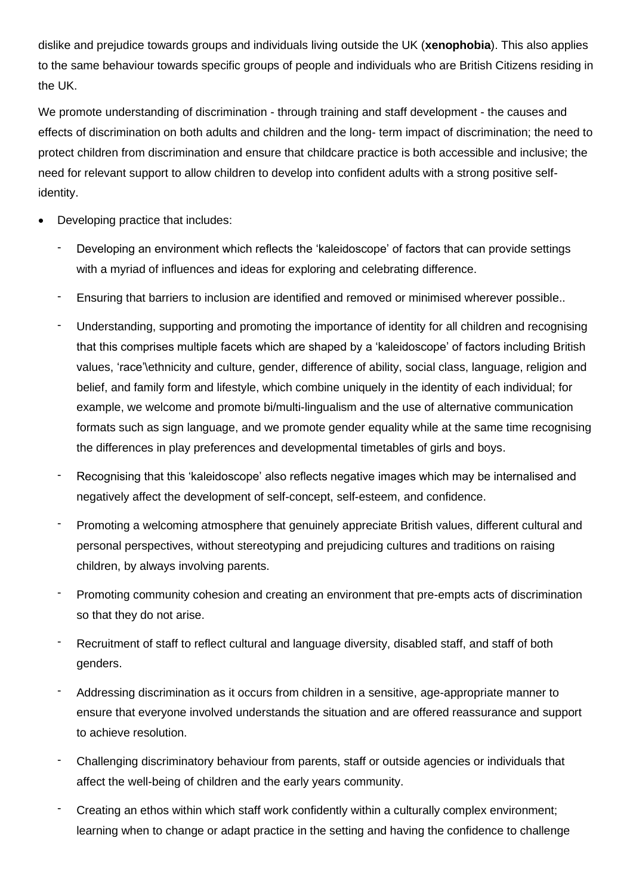dislike and prejudice towards groups and individuals living outside the UK (**xenophobia**). This also applies to the same behaviour towards specific groups of people and individuals who are British Citizens residing in the UK.

We promote understanding of discrimination - through training and staff development - the causes and effects of discrimination on both adults and children and the long- term impact of discrimination; the need to protect children from discrimination and ensure that childcare practice is both accessible and inclusive; the need for relevant support to allow children to develop into confident adults with a strong positive self-identity.

- Developing practice that includes:
  - Developing an environment which reflects the 'kaleidoscope' of factors that can provide settings with a myriad of influences and ideas for exploring and celebrating difference.
  - Ensuring that barriers to inclusion are identified and removed or minimised wherever possible..
  - Understanding, supporting and promoting the importance of identity for all children and recognising that this comprises multiple facets which are shaped by a 'kaleidoscope' of factors including British values, 'race'\ethnicity and culture, gender, difference of ability, social class, language, religion and belief, and family form and lifestyle, which combine uniquely in the identity of each individual; for example, we welcome and promote bi/multi-lingualism and the use of alternative communication formats such as sign language, and we promote gender equality while at the same time recognising the differences in play preferences and developmental timetables of girls and boys.
  - Recognising that this 'kaleidoscope' also reflects negative images which may be internalised and negatively affect the development of self-concept, self-esteem, and confidence.
  - Promoting a welcoming atmosphere that genuinely appreciate British values, different cultural and personal perspectives, without stereotyping and prejudicing cultures and traditions on raising children, by always involving parents.
  - Promoting community cohesion and creating an environment that pre-empts acts of discrimination so that they do not arise.
  - Recruitment of staff to reflect cultural and language diversity, disabled staff, and staff of both genders.
  - Addressing discrimination as it occurs from children in a sensitive, age-appropriate manner to ensure that everyone involved understands the situation and are offered reassurance and support to achieve resolution.
  - Challenging discriminatory behaviour from parents, staff or outside agencies or individuals that affect the well-being of children and the early years community.
  - Creating an ethos within which staff work confidently within a culturally complex environment; learning when to change or adapt practice in the setting and having the confidence to challenge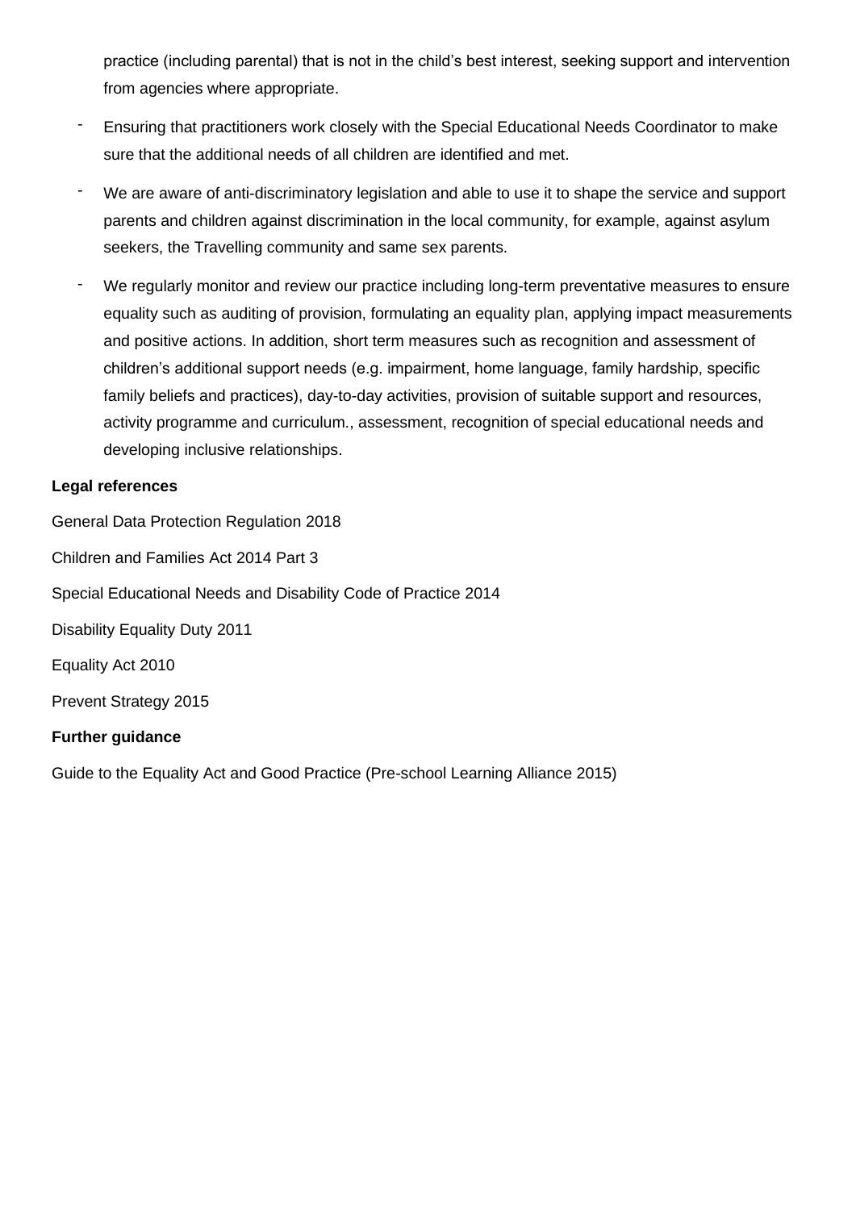practice (including parental) that is not in the child's best interest, seeking support and intervention from agencies where appropriate.

- Ensuring that practitioners work closely with the Special Educational Needs Coordinator to make sure that the additional needs of all children are identified and met.
- We are aware of anti-discriminatory legislation and able to use it to shape the service and support parents and children against discrimination in the local community, for example, against asylum seekers, the Travelling community and same sex parents.
- We regularly monitor and review our practice including long-term preventative measures to ensure equality such as auditing of provision, formulating an equality plan, applying impact measurements and positive actions. In addition, short term measures such as recognition and assessment of children's additional support needs (e.g. impairment, home language, family hardship, specific family beliefs and practices), day-to-day activities, provision of suitable support and resources, activity programme and curriculum., assessment, recognition of special educational needs and developing inclusive relationships.

**Legal references**

General Data Protection Regulation 2018

Children and Families Act 2014 Part 3

Special Educational Needs and Disability Code of Practice 2014

Disability Equality Duty 2011

Equality Act 2010

Prevent Strategy 2015

**Further guidance**

Guide to the Equality Act and Good Practice (Pre-school Learning Alliance 2015)